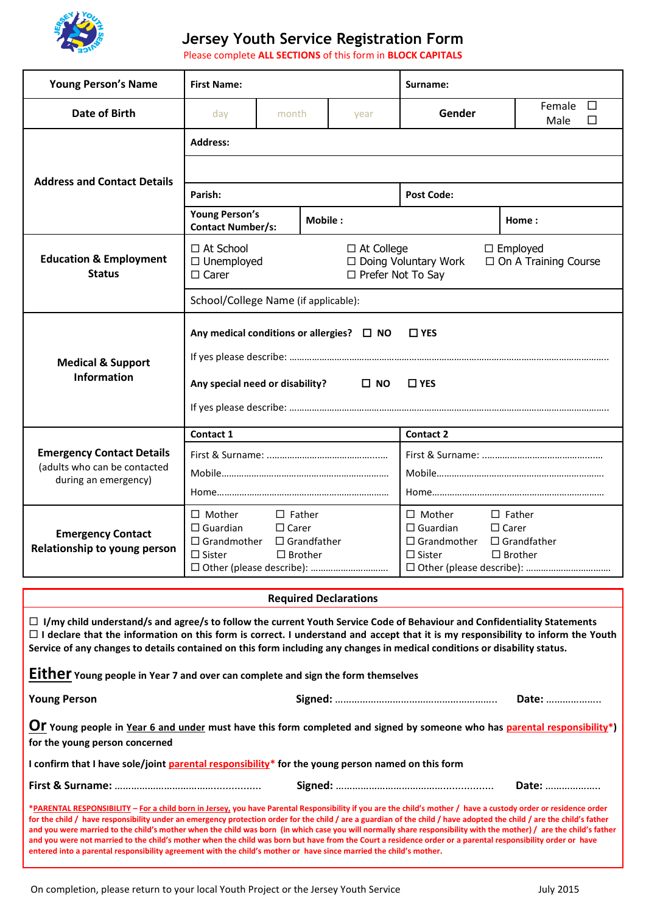# Jersey Youth Service Registration Form

Please complete **ALL SECTIONS** of this form in **BLOCK CAPITALS**

| **Young Person's Name** | **First Name:** | | | **Surname:** | |
|---|---|---|---|---|---|
| **Date of Birth** | day | month | year | **Gender** | Female ☐ Male ☐ |
| **Address and Contact Details** | **Address:** | | | | |
| | | | | | |
| | **Parish:** | | | **Post Code:** | |
| | **Young Person's Contact Number/s:** | **Mobile :** | | | **Home :** |
| **Education & Employment Status** | ☐ At School ☐ Unemployed ☐ Carer | | ☐ At College ☐ Doing Voluntary Work ☐ Prefer Not To Say | | ☐ Employed ☐ On A Training Course |
| | School/College Name (if applicable): | | | | |
| **Medical & Support Information** | **Any medical conditions or allergies?** ☐ **NO** ☐ **YES**<br>If yes please describe: ……………………………………<br>**Any special need or disability?** ☐ **NO** ☐ **YES**<br>If yes please describe: …………………………………… | | | | |
| **Emergency Contact Details** (adults who can be contacted during an emergency) | **Contact 1**<br>First & Surname: ……………………<br>Mobile……………………<br>Home…………………… | | | **Contact 2**<br>First & Surname: ……………………<br>Mobile……………………<br>Home…………………… | |
| **Emergency Contact Relationship to young person** | ☐ Mother ☐ Father<br>☐ Guardian ☐ Carer<br>☐ Grandmother ☐ Grandfather<br>☐ Sister ☐ Brother<br>☐ Other (please describe): …………… | | | ☐ Mother ☐ Father<br>☐ Guardian ☐ Carer<br>☐ Grandmother ☐ Grandfather<br>☐ Sister ☐ Brother<br>☐ Other (please describe): …………… | |

## Required Declarations

☐ **I/my child understand/s and agree/s to follow the current Youth Service Code of Behaviour and Confidentiality Statements**

☐ **I declare that the information on this form is correct. I understand and accept that it is my responsibility to inform the Youth Service of any changes to details contained on this form including any changes in medical conditions or disability status.**

**Either** **Young people in Year 7 and over can complete and sign the form themselves**

**Young Person** **Signed:** ……………………………………… **Date:** ………………

**Or** **Young people in Year 6 and under must have this form completed and signed by someone who has parental responsibility\*) for the young person concerned**

**I confirm that I have sole/joint parental responsibility\* for the young person named on this form**

**First & Surname:** ……………………………… **Signed:** ……………………………… **Date:** ………………

**\*PARENTAL RESPONSIBILITY – For a child born in Jersey, you have Parental Responsibility if you are the child's mother / have a custody order or residence order for the child / have responsibility under an emergency protection order for the child / are a guardian of the child / have adopted the child / are the child's father and you were married to the child's mother when the child was born (in which case you will normally share responsibility with the mother) / are the child's father and you were not married to the child's mother when the child was born but have from the Court a residence order or a parental responsibility order or have entered into a parental responsibility agreement with the child's mother or have since married the child's mother.**

On completion, please return to your local Youth Project or the Jersey Youth Service

July 2015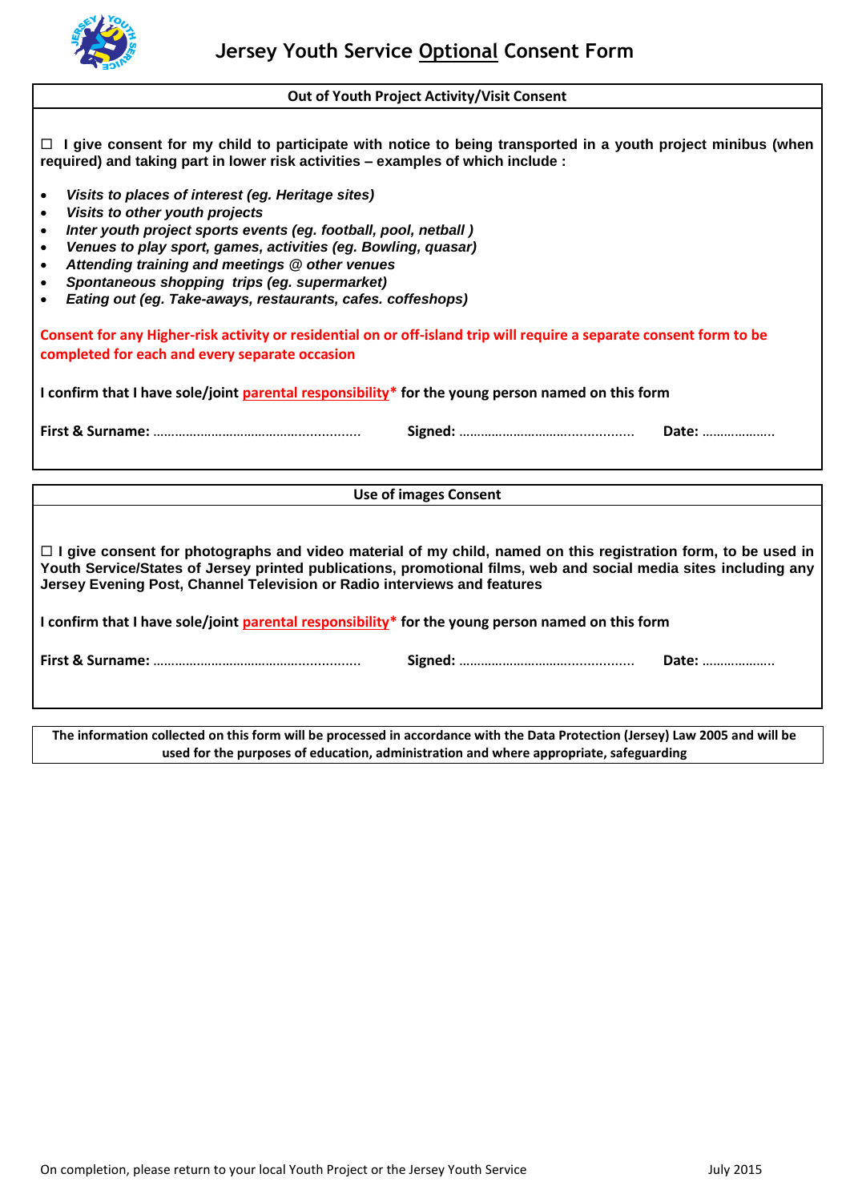# Jersey Youth Service Optional Consent Form

## Out of Youth Project Activity/Visit Consent

☐ **I give consent for my child to participate with notice to being transported in a youth project minibus (when required) and taking part in lower risk activities – examples of which include :**

- ***Visits to places of interest (eg. Heritage sites)***
- ***Visits to other youth projects***
- ***Inter youth project sports events (eg. football, pool, netball )***
- ***Venues to play sport, games, activities (eg. Bowling, quasar)***
- ***Attending training and meetings @ other venues***
- ***Spontaneous shopping trips (eg. supermarket)***
- ***Eating out (eg. Take-aways, restaurants, cafes. coffeshops)***

**Consent for any Higher-risk activity or residential on or off-island trip will require a separate consent form to be completed for each and every separate occasion**

**I confirm that I have sole/joint parental responsibility* for the young person named on this form**

**First & Surname:** ………………………………………………… **Signed:** ……………………………………… **Date:** ………………..

## Use of images Consent

☐ **I give consent for photographs and video material of my child, named on this registration form, to be used in Youth Service/States of Jersey printed publications, promotional films, web and social media sites including any Jersey Evening Post, Channel Television or Radio interviews and features**

**I confirm that I have sole/joint parental responsibility* for the young person named on this form**

**First & Surname:** ………………………………………………… **Signed:** ……………………………………… **Date:** ………………..

**The information collected on this form will be processed in accordance with the Data Protection (Jersey) Law 2005 and will be used for the purposes of education, administration and where appropriate, safeguarding**

On completion, please return to your local Youth Project or the Jersey Youth Service

July 2015